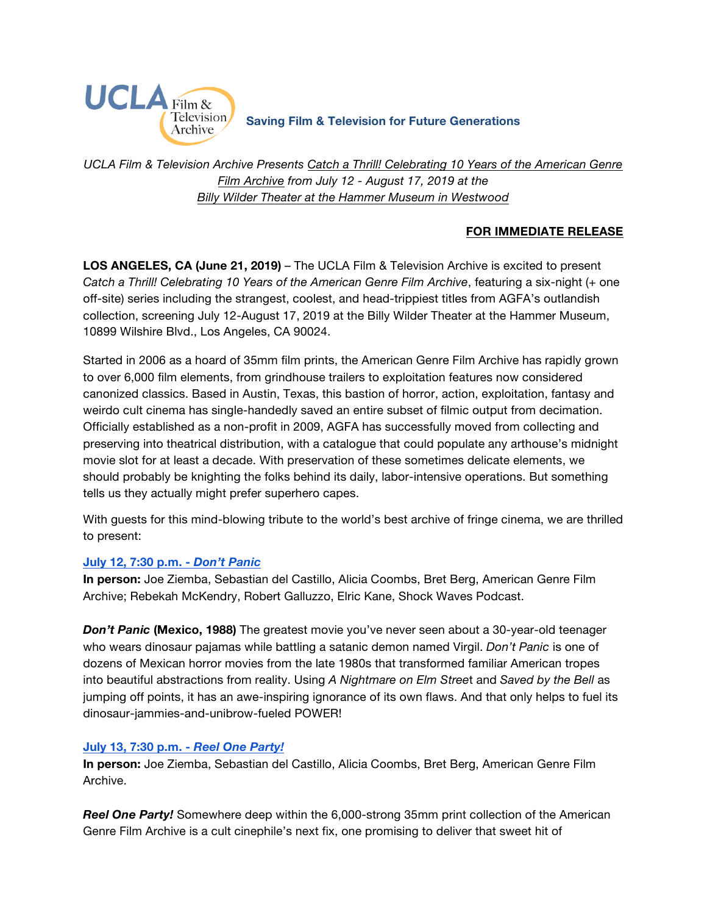UCLA Film & Television Archive

**Saving Film & Television for Future Generations**

*UCLA Film & Television Archive Presents Catch a Thrill! Celebrating 10 Years of the American Genre Film Archive from July 12 - August 17, 2019 at the Billy Wilder Theater at the Hammer Museum in Westwood*

**FOR IMMEDIATE RELEASE**

**LOS ANGELES, CA (June 21, 2019)** – The UCLA Film & Television Archive is excited to present *Catch a Thrill! Celebrating 10 Years of the American Genre Film Archive*, featuring a six-night (+ one off-site) series including the strangest, coolest, and head-trippiest titles from AGFA's outlandish collection, screening July 12-August 17, 2019 at the Billy Wilder Theater at the Hammer Museum, 10899 Wilshire Blvd., Los Angeles, CA 90024.

Started in 2006 as a hoard of 35mm film prints, the American Genre Film Archive has rapidly grown to over 6,000 film elements, from grindhouse trailers to exploitation features now considered canonized classics. Based in Austin, Texas, this bastion of horror, action, exploitation, fantasy and weirdo cult cinema has single-handedly saved an entire subset of filmic output from decimation. Officially established as a non-profit in 2009, AGFA has successfully moved from collecting and preserving into theatrical distribution, with a catalogue that could populate any arthouse's midnight movie slot for at least a decade. With preservation of these sometimes delicate elements, we should probably be knighting the folks behind its daily, labor-intensive operations. But something tells us they actually might prefer superhero capes.

With guests for this mind-blowing tribute to the world's best archive of fringe cinema, we are thrilled to present:

**July 12, 7:30 p.m. - *Don't Panic***

**In person:** Joe Ziemba, Sebastian del Castillo, Alicia Coombs, Bret Berg, American Genre Film Archive; Rebekah McKendry, Robert Galluzzo, Elric Kane, Shock Waves Podcast.

***Don't Panic* (Mexico, 1988)** The greatest movie you've never seen about a 30-year-old teenager who wears dinosaur pajamas while battling a satanic demon named Virgil. *Don't Panic* is one of dozens of Mexican horror movies from the late 1980s that transformed familiar American tropes into beautiful abstractions from reality. Using *A Nightmare on Elm Street* and *Saved by the Bell* as jumping off points, it has an awe-inspiring ignorance of its own flaws. And that only helps to fuel its dinosaur-jammies-and-unibrow-fueled POWER!

**July 13, 7:30 p.m. - *Reel One Party!***

**In person:** Joe Ziemba, Sebastian del Castillo, Alicia Coombs, Bret Berg, American Genre Film Archive.

***Reel One Party!*** Somewhere deep within the 6,000-strong 35mm print collection of the American Genre Film Archive is a cult cinephile's next fix, one promising to deliver that sweet hit of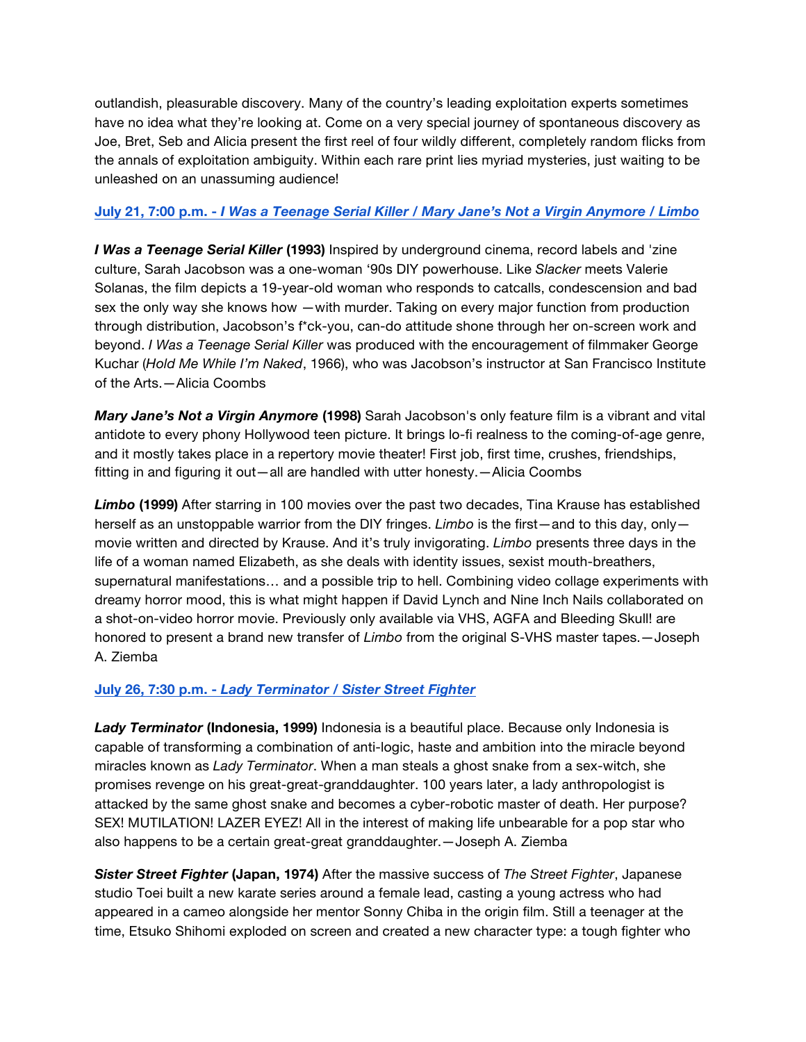outlandish, pleasurable discovery. Many of the country's leading exploitation experts sometimes have no idea what they're looking at. Come on a very special journey of spontaneous discovery as Joe, Bret, Seb and Alicia present the first reel of four wildly different, completely random flicks from the annals of exploitation ambiguity. Within each rare print lies myriad mysteries, just waiting to be unleashed on an unassuming audience!

**July 21, 7:00 p.m. - *I Was a Teenage Serial Killer / Mary Jane's Not a Virgin Anymore / Limbo***

***I Was a Teenage Serial Killer* (1993)** Inspired by underground cinema, record labels and 'zine culture, Sarah Jacobson was a one-woman '90s DIY powerhouse. Like *Slacker* meets Valerie Solanas, the film depicts a 19-year-old woman who responds to catcalls, condescension and bad sex the only way she knows how —with murder. Taking on every major function from production through distribution, Jacobson's f*ck-you, can-do attitude shone through her on-screen work and beyond. *I Was a Teenage Serial Killer* was produced with the encouragement of filmmaker George Kuchar (*Hold Me While I'm Naked*, 1966), who was Jacobson's instructor at San Francisco Institute of the Arts.—Alicia Coombs

***Mary Jane's Not a Virgin Anymore* (1998)** Sarah Jacobson's only feature film is a vibrant and vital antidote to every phony Hollywood teen picture. It brings lo-fi realness to the coming-of-age genre, and it mostly takes place in a repertory movie theater! First job, first time, crushes, friendships, fitting in and figuring it out—all are handled with utter honesty.—Alicia Coombs

***Limbo* (1999)** After starring in 100 movies over the past two decades, Tina Krause has established herself as an unstoppable warrior from the DIY fringes. *Limbo* is the first—and to this day, only—movie written and directed by Krause. And it's truly invigorating. *Limbo* presents three days in the life of a woman named Elizabeth, as she deals with identity issues, sexist mouth-breathers, supernatural manifestations… and a possible trip to hell. Combining video collage experiments with dreamy horror mood, this is what might happen if David Lynch and Nine Inch Nails collaborated on a shot-on-video horror movie. Previously only available via VHS, AGFA and Bleeding Skull! are honored to present a brand new transfer of *Limbo* from the original S-VHS master tapes.—Joseph A. Ziemba

**July 26, 7:30 p.m. - *Lady Terminator / Sister Street Fighter***

***Lady Terminator* (Indonesia, 1999)** Indonesia is a beautiful place. Because only Indonesia is capable of transforming a combination of anti-logic, haste and ambition into the miracle beyond miracles known as *Lady Terminator*. When a man steals a ghost snake from a sex-witch, she promises revenge on his great-great-granddaughter. 100 years later, a lady anthropologist is attacked by the same ghost snake and becomes a cyber-robotic master of death. Her purpose? SEX! MUTILATION! LAZER EYEZ! All in the interest of making life unbearable for a pop star who also happens to be a certain great-great granddaughter.—Joseph A. Ziemba

***Sister Street Fighter* (Japan, 1974)** After the massive success of *The Street Fighter*, Japanese studio Toei built a new karate series around a female lead, casting a young actress who had appeared in a cameo alongside her mentor Sonny Chiba in the origin film. Still a teenager at the time, Etsuko Shihomi exploded on screen and created a new character type: a tough fighter who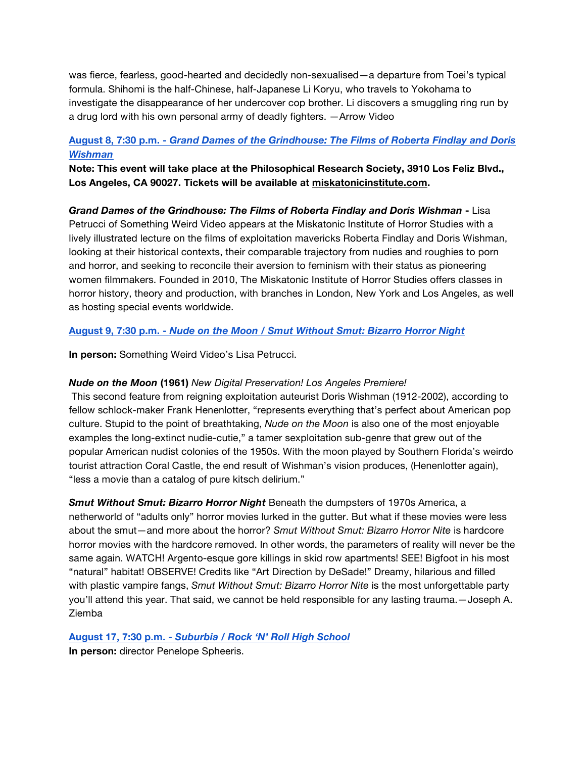was fierce, fearless, good-hearted and decidedly non-sexualised—a departure from Toei's typical formula. Shihomi is the half-Chinese, half-Japanese Li Koryu, who travels to Yokohama to investigate the disappearance of her undercover cop brother. Li discovers a smuggling ring run by a drug lord with his own personal army of deadly fighters. —Arrow Video

**August 8, 7:30 p.m. - *Grand Dames of the Grindhouse: The Films of Roberta Findlay and Doris Wishman***

**Note: This event will take place at the Philosophical Research Society, 3910 Los Feliz Blvd., Los Angeles, CA 90027. Tickets will be available at miskatonicinstitute.com.**

***Grand Dames of the Grindhouse: The Films of Roberta Findlay and Doris Wishman -*** Lisa Petrucci of Something Weird Video appears at the Miskatonic Institute of Horror Studies with a lively illustrated lecture on the films of exploitation mavericks Roberta Findlay and Doris Wishman, looking at their historical contexts, their comparable trajectory from nudies and roughies to porn and horror, and seeking to reconcile their aversion to feminism with their status as pioneering women filmmakers. Founded in 2010, The Miskatonic Institute of Horror Studies offers classes in horror history, theory and production, with branches in London, New York and Los Angeles, as well as hosting special events worldwide.

**August 9, 7:30 p.m. - *Nude on the Moon / Smut Without Smut: Bizarro Horror Night***

**In person:** Something Weird Video's Lisa Petrucci.

***Nude on the Moon* (1961)** *New Digital Preservation! Los Angeles Premiere!*
This second feature from reigning exploitation auteurist Doris Wishman (1912-2002), according to fellow schlock-maker Frank Henenlotter, "represents everything that's perfect about American pop culture. Stupid to the point of breathtaking, *Nude on the Moon* is also one of the most enjoyable examples the long-extinct nudie-cutie," a tamer sexploitation sub-genre that grew out of the popular American nudist colonies of the 1950s. With the moon played by Southern Florida's weirdo tourist attraction Coral Castle, the end result of Wishman's vision produces, (Henenlotter again), "less a movie than a catalog of pure kitsch delirium."

***Smut Without Smut: Bizarro Horror Night*** Beneath the dumpsters of 1970s America, a netherworld of "adults only" horror movies lurked in the gutter. But what if these movies were less about the smut—and more about the horror? *Smut Without Smut: Bizarro Horror Nite* is hardcore horror movies with the hardcore removed. In other words, the parameters of reality will never be the same again. WATCH! Argento-esque gore killings in skid row apartments! SEE! Bigfoot in his most "natural" habitat! OBSERVE! Credits like "Art Direction by DeSade!" Dreamy, hilarious and filled with plastic vampire fangs, *Smut Without Smut: Bizarro Horror Nite* is the most unforgettable party you'll attend this year. That said, we cannot be held responsible for any lasting trauma.—Joseph A. Ziemba

**August 17, 7:30 p.m. - *Suburbia / Rock 'N' Roll High School***
**In person:** director Penelope Spheeris.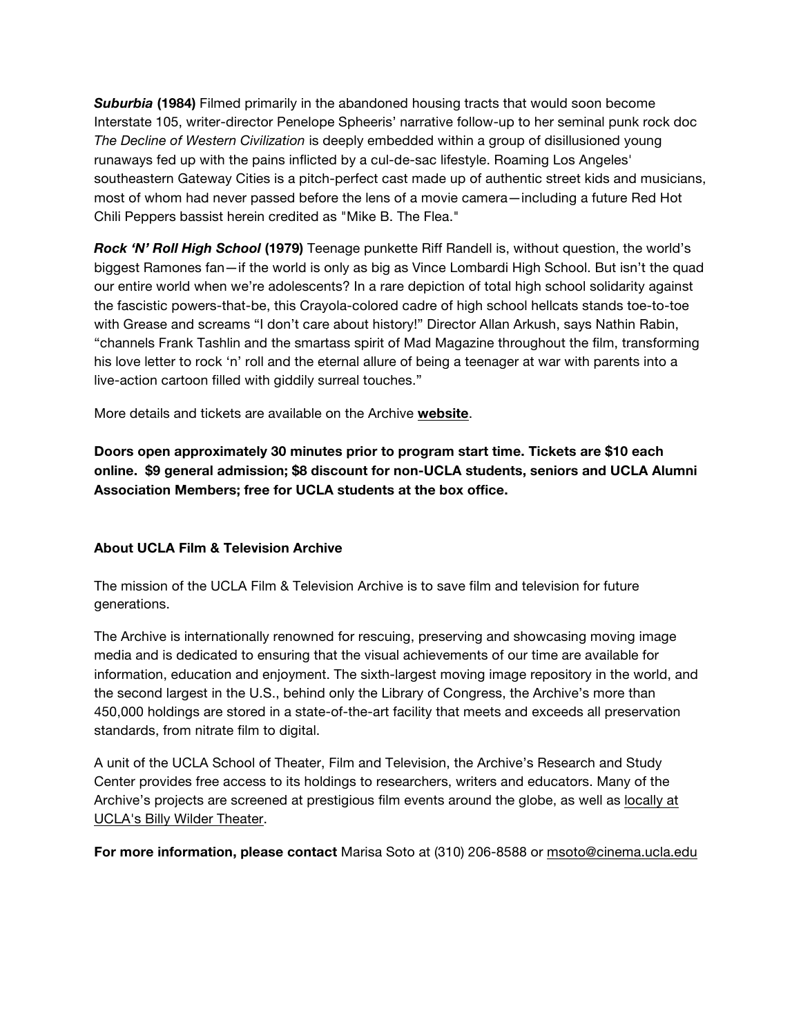***Suburbia* (1984)** Filmed primarily in the abandoned housing tracts that would soon become Interstate 105, writer-director Penelope Spheeris' narrative follow-up to her seminal punk rock doc *The Decline of Western Civilization* is deeply embedded within a group of disillusioned young runaways fed up with the pains inflicted by a cul-de-sac lifestyle. Roaming Los Angeles' southeastern Gateway Cities is a pitch-perfect cast made up of authentic street kids and musicians, most of whom had never passed before the lens of a movie camera—including a future Red Hot Chili Peppers bassist herein credited as "Mike B. The Flea."

***Rock 'N' Roll High School* (1979)** Teenage punkette Riff Randell is, without question, the world's biggest Ramones fan—if the world is only as big as Vince Lombardi High School. But isn't the quad our entire world when we're adolescents? In a rare depiction of total high school solidarity against the fascistic powers-that-be, this Crayola-colored cadre of high school hellcats stands toe-to-toe with Grease and screams "I don't care about history!" Director Allan Arkush, says Nathin Rabin, "channels Frank Tashlin and the smartass spirit of Mad Magazine throughout the film, transforming his love letter to rock 'n' roll and the eternal allure of being a teenager at war with parents into a live-action cartoon filled with giddily surreal touches."

More details and tickets are available on the Archive **website**.

**Doors open approximately 30 minutes prior to program start time. Tickets are $10 each online. $9 general admission; $8 discount for non-UCLA students, seniors and UCLA Alumni Association Members; free for UCLA students at the box office.**

**About UCLA Film & Television Archive**

The mission of the UCLA Film & Television Archive is to save film and television for future generations.

The Archive is internationally renowned for rescuing, preserving and showcasing moving image media and is dedicated to ensuring that the visual achievements of our time are available for information, education and enjoyment. The sixth-largest moving image repository in the world, and the second largest in the U.S., behind only the Library of Congress, the Archive's more than 450,000 holdings are stored in a state-of-the-art facility that meets and exceeds all preservation standards, from nitrate film to digital.

A unit of the UCLA School of Theater, Film and Television, the Archive's Research and Study Center provides free access to its holdings to researchers, writers and educators. Many of the Archive's projects are screened at prestigious film events around the globe, as well as locally at UCLA's Billy Wilder Theater.

**For more information, please contact** Marisa Soto at (310) 206-8588 or msoto@cinema.ucla.edu